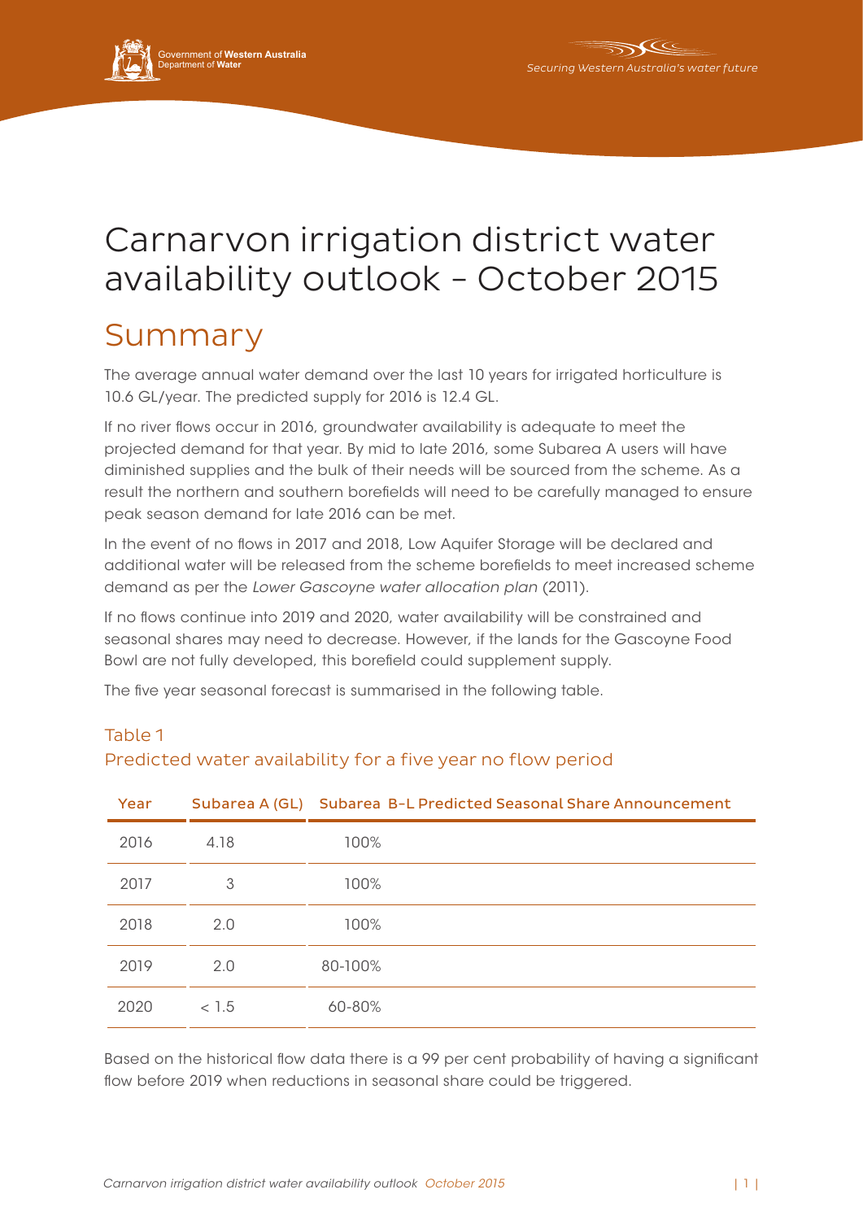# Carnarvon irrigation district water availability outlook – October 2015

## Summary

The average annual water demand over the last 10 years for irrigated horticulture is 10.6 GL/year. The predicted supply for 2016 is 12.4 GL.

If no river flows occur in 2016, groundwater availability is adequate to meet the projected demand for that year. By mid to late 2016, some Subarea A users will have diminished supplies and the bulk of their needs will be sourced from the scheme. As a result the northern and southern borefields will need to be carefully managed to ensure peak season demand for late 2016 can be met.

In the event of no flows in 2017 and 2018, Low Aquifer Storage will be declared and additional water will be released from the scheme borefields to meet increased scheme demand as per the *Lower Gascoyne water allocation plan* (2011).

If no flows continue into 2019 and 2020, water availability will be constrained and seasonal shares may need to decrease. However, if the lands for the Gascoyne Food Bowl are not fully developed, this borefield could supplement supply.

The five year seasonal forecast is summarised in the following table.

### Table 1
### Predicted water availability for a five year no flow period

| Year | Subarea A (GL) | Subarea B-L Predicted Seasonal Share Announcement |
|---|---|---|
| 2016 | 4.18 | 100% |
| 2017 | 3 | 100% |
| 2018 | 2.0 | 100% |
| 2019 | 2.0 | 80-100% |
| 2020 | < 1.5 | 60-80% |

Based on the historical flow data there is a 99 per cent probability of having a significant flow before 2019 when reductions in seasonal share could be triggered.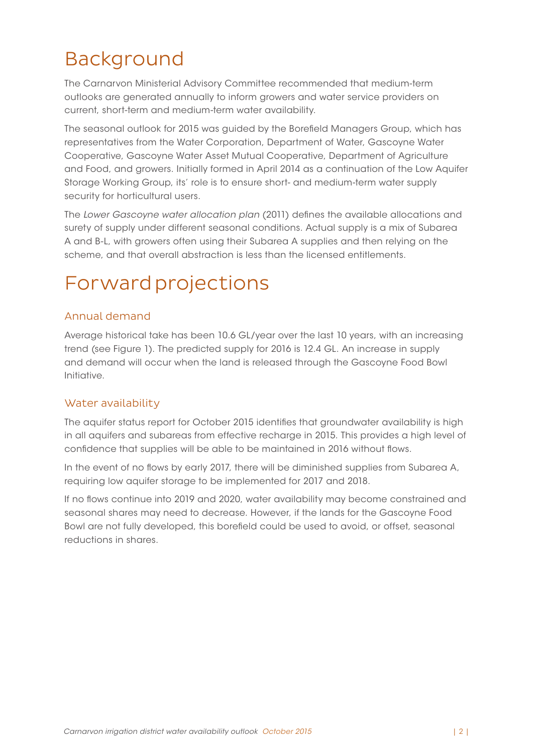# Background

The Carnarvon Ministerial Advisory Committee recommended that medium-term outlooks are generated annually to inform growers and water service providers on current, short-term and medium-term water availability.

The seasonal outlook for 2015 was guided by the Borefield Managers Group, which has representatives from the Water Corporation, Department of Water, Gascoyne Water Cooperative, Gascoyne Water Asset Mutual Cooperative, Department of Agriculture and Food, and growers. Initially formed in April 2014 as a continuation of the Low Aquifer Storage Working Group, its' role is to ensure short- and medium-term water supply security for horticultural users.

The *Lower Gascoyne water allocation plan* (2011) defines the available allocations and surety of supply under different seasonal conditions. Actual supply is a mix of Subarea A and B-L, with growers often using their Subarea A supplies and then relying on the scheme, and that overall abstraction is less than the licensed entitlements.

# Forward projections

## Annual demand

Average historical take has been 10.6 GL/year over the last 10 years, with an increasing trend (see Figure 1). The predicted supply for 2016 is 12.4 GL. An increase in supply and demand will occur when the land is released through the Gascoyne Food Bowl Initiative.

## Water availability

The aquifer status report for October 2015 identifies that groundwater availability is high in all aquifers and subareas from effective recharge in 2015. This provides a high level of confidence that supplies will be able to be maintained in 2016 without flows.

In the event of no flows by early 2017, there will be diminished supplies from Subarea A, requiring low aquifer storage to be implemented for 2017 and 2018.

If no flows continue into 2019 and 2020, water availability may become constrained and seasonal shares may need to decrease. However, if the lands for the Gascoyne Food Bowl are not fully developed, this borefield could be used to avoid, or offset, seasonal reductions in shares.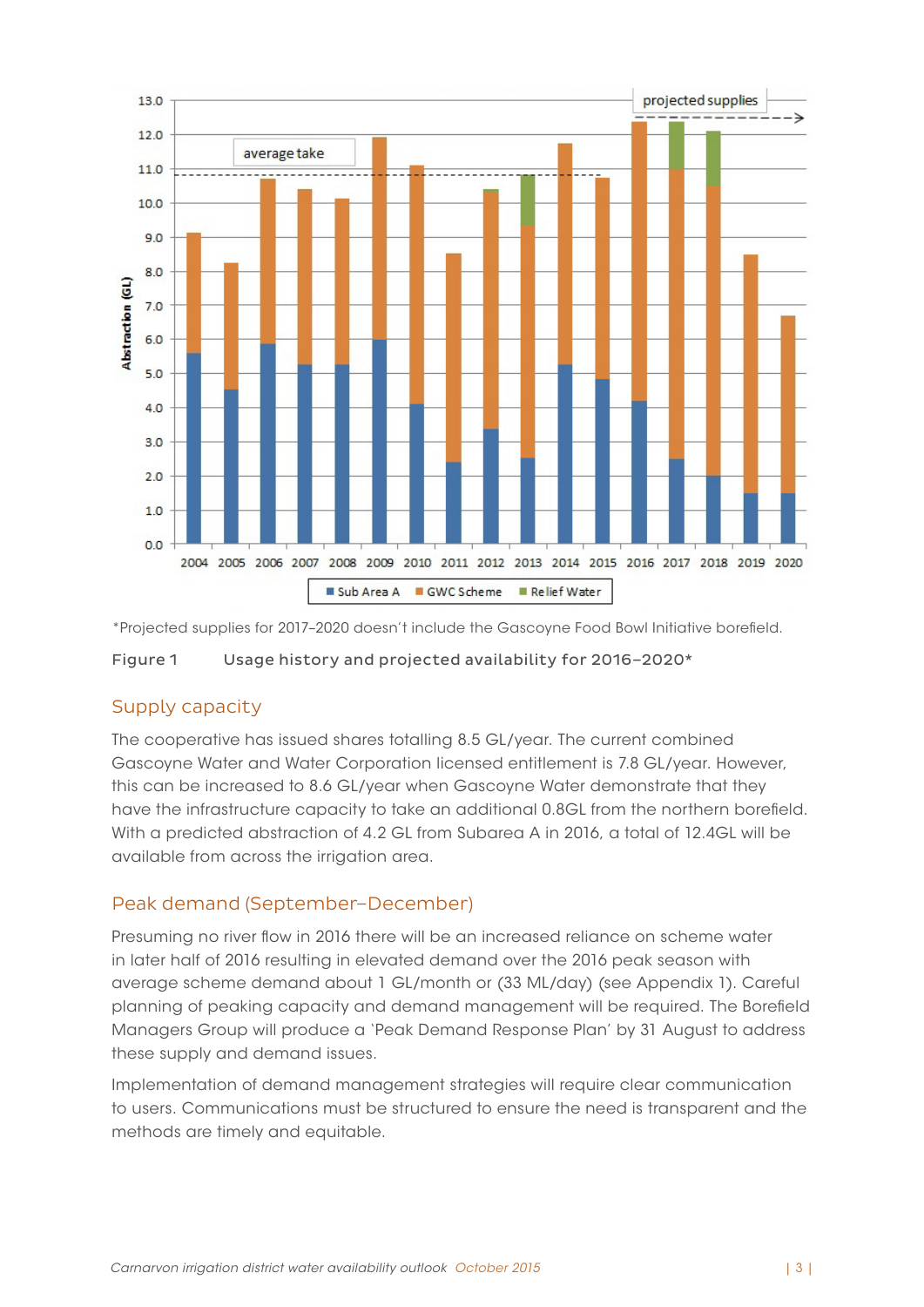*Projected supplies for 2017–2020 doesn't include the Gascoyne Food Bowl Initiative borefield.

Figure 1 Usage history and projected availability for 2016–2020*

## Supply capacity

The cooperative has issued shares totalling 8.5 GL/year. The current combined Gascoyne Water and Water Corporation licensed entitlement is 7.8 GL/year. However, this can be increased to 8.6 GL/year when Gascoyne Water demonstrate that they have the infrastructure capacity to take an additional 0.8GL from the northern borefield. With a predicted abstraction of 4.2 GL from Subarea A in 2016, a total of 12.4GL will be available from across the irrigation area.

## Peak demand (September–December)

Presuming no river flow in 2016 there will be an increased reliance on scheme water in later half of 2016 resulting in elevated demand over the 2016 peak season with average scheme demand about 1 GL/month or (33 ML/day) (see Appendix 1). Careful planning of peaking capacity and demand management will be required. The Borefield Managers Group will produce a 'Peak Demand Response Plan' by 31 August to address these supply and demand issues.

Implementation of demand management strategies will require clear communication to users. Communications must be structured to ensure the need is transparent and the methods are timely and equitable.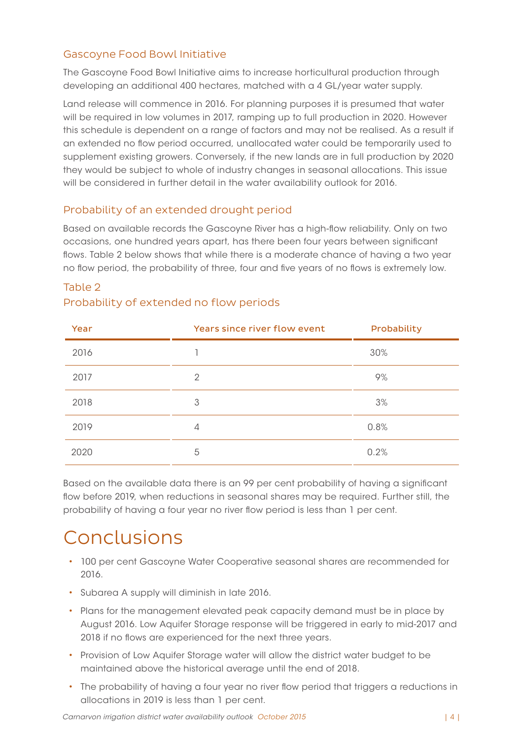## Gascoyne Food Bowl Initiative

The Gascoyne Food Bowl Initiative aims to increase horticultural production through developing an additional 400 hectares, matched with a 4 GL/year water supply.

Land release will commence in 2016. For planning purposes it is presumed that water will be required in low volumes in 2017, ramping up to full production in 2020. However this schedule is dependent on a range of factors and may not be realised. As a result if an extended no flow period occurred, unallocated water could be temporarily used to supplement existing growers. Conversely, if the new lands are in full production by 2020 they would be subject to whole of industry changes in seasonal allocations. This issue will be considered in further detail in the water availability outlook for 2016.

## Probability of an extended drought period

Based on available records the Gascoyne River has a high-flow reliability. Only on two occasions, one hundred years apart, has there been four years between significant flows. Table 2 below shows that while there is a moderate chance of having a two year no flow period, the probability of three, four and five years of no flows is extremely low.

Table 2
Probability of extended no flow periods

| Year | Years since river flow event | Probability |
|---|---|---|
| 2016 | 1 | 30% |
| 2017 | 2 | 9% |
| 2018 | 3 | 3% |
| 2019 | 4 | 0.8% |
| 2020 | 5 | 0.2% |

Based on the available data there is an 99 per cent probability of having a significant flow before 2019, when reductions in seasonal shares may be required. Further still, the probability of having a four year no river flow period is less than 1 per cent.

# Conclusions

- 100 per cent Gascoyne Water Cooperative seasonal shares are recommended for 2016.
- Subarea A supply will diminish in late 2016.
- Plans for the management elevated peak capacity demand must be in place by August 2016. Low Aquifer Storage response will be triggered in early to mid-2017 and 2018 if no flows are experienced for the next three years.
- Provision of Low Aquifer Storage water will allow the district water budget to be maintained above the historical average until the end of 2018.
- The probability of having a four year no river flow period that triggers a reductions in allocations in 2019 is less than 1 per cent.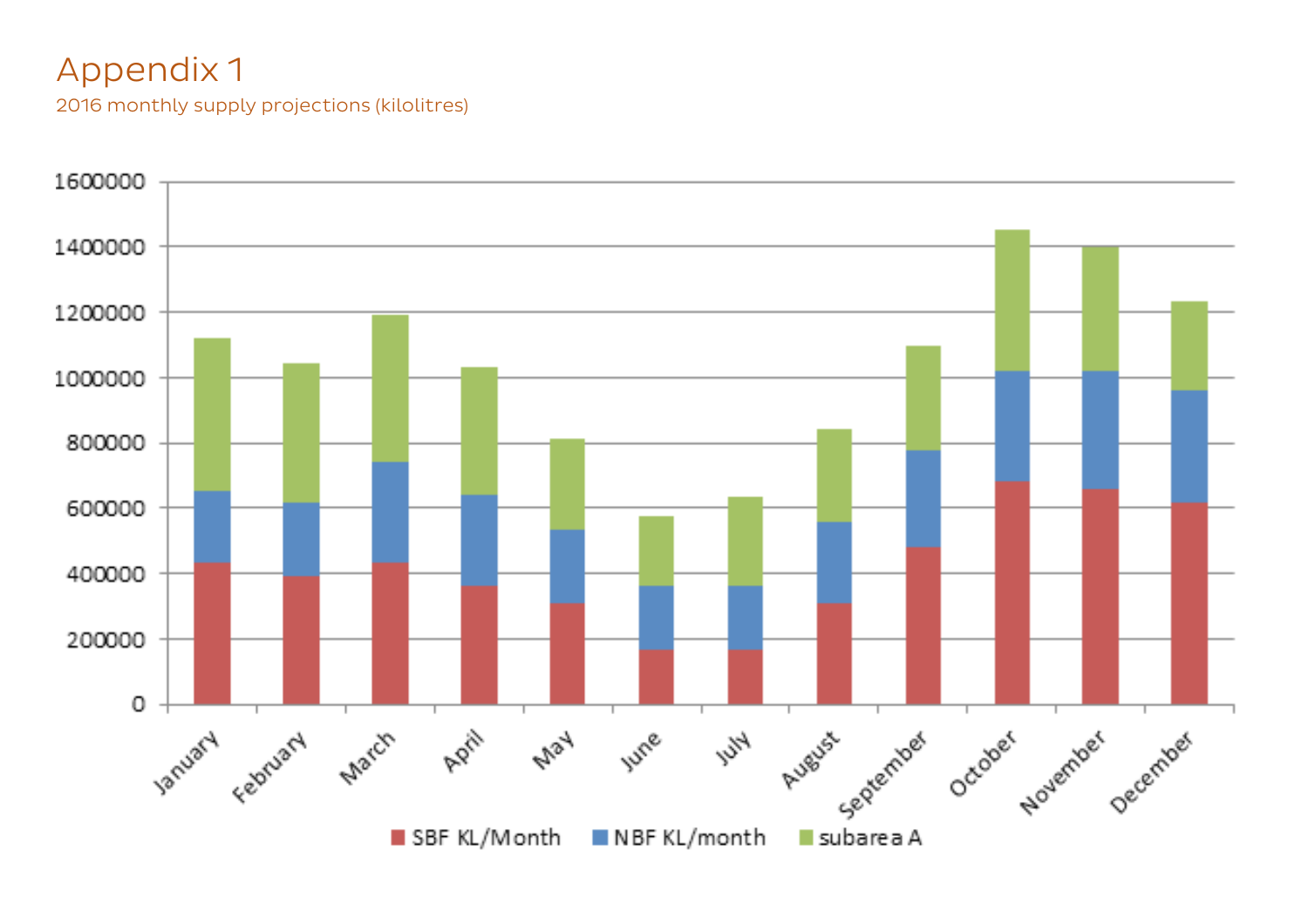# Appendix 1

2016 monthly supply projections (kilolitres)

1600000
1400000
1200000
1000000
800000
600000
400000
200000
0

January
February
March
April
May
June
July
August
September
October
November
December

SBF KL/Month
NBF KL/month
subarea A